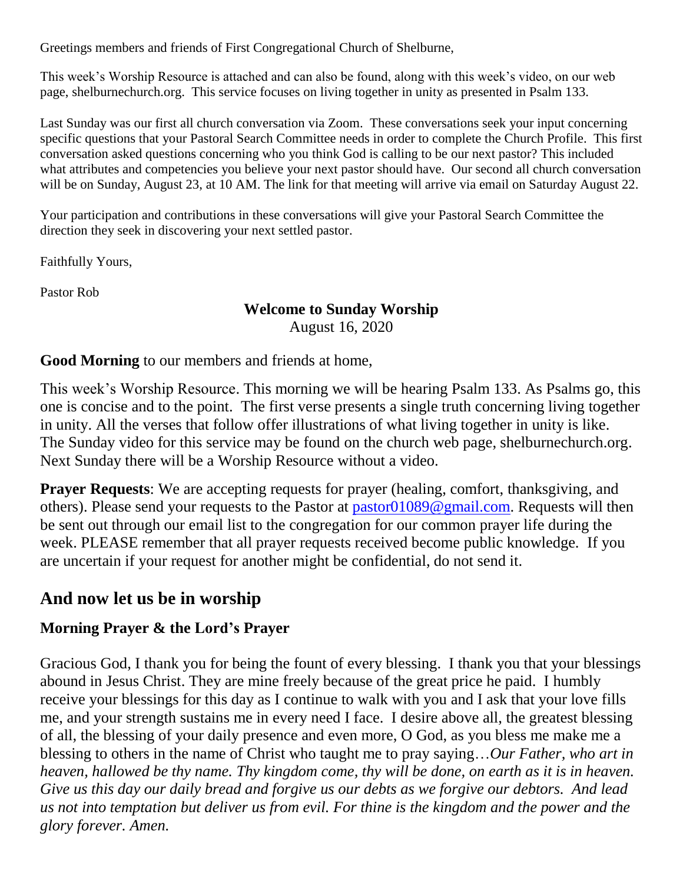Greetings members and friends of First Congregational Church of Shelburne,

This week's Worship Resource is attached and can also be found, along with this week's video, on our web page, shelburnechurch.org. This service focuses on living together in unity as presented in Psalm 133.

Last Sunday was our first all church conversation via Zoom. These conversations seek your input concerning specific questions that your Pastoral Search Committee needs in order to complete the Church Profile. This first conversation asked questions concerning who you think God is calling to be our next pastor? This included what attributes and competencies you believe your next pastor should have. Our second all church conversation will be on Sunday, August 23, at 10 AM. The link for that meeting will arrive via email on Saturday August 22.

Your participation and contributions in these conversations will give your Pastoral Search Committee the direction they seek in discovering your next settled pastor.

Faithfully Yours,

Pastor Rob

**Welcome to Sunday Worship**
August 16, 2020

**Good Morning** to our members and friends at home,

This week's Worship Resource. This morning we will be hearing Psalm 133. As Psalms go, this one is concise and to the point. The first verse presents a single truth concerning living together in unity. All the verses that follow offer illustrations of what living together in unity is like. The Sunday video for this service may be found on the church web page, shelburnechurch.org. Next Sunday there will be a Worship Resource without a video.

**Prayer Requests**: We are accepting requests for prayer (healing, comfort, thanksgiving, and others). Please send your requests to the Pastor at pastor01089@gmail.com. Requests will then be sent out through our email list to the congregation for our common prayer life during the week. PLEASE remember that all prayer requests received become public knowledge. If you are uncertain if your request for another might be confidential, do not send it.

## And now let us be in worship

### Morning Prayer & the Lord's Prayer

Gracious God, I thank you for being the fount of every blessing. I thank you that your blessings abound in Jesus Christ. They are mine freely because of the great price he paid. I humbly receive your blessings for this day as I continue to walk with you and I ask that your love fills me, and your strength sustains me in every need I face. I desire above all, the greatest blessing of all, the blessing of your daily presence and even more, O God, as you bless me make me a blessing to others in the name of Christ who taught me to pray saying…*Our Father, who art in heaven, hallowed be thy name. Thy kingdom come, thy will be done, on earth as it is in heaven. Give us this day our daily bread and forgive us our debts as we forgive our debtors. And lead us not into temptation but deliver us from evil. For thine is the kingdom and the power and the glory forever. Amen.*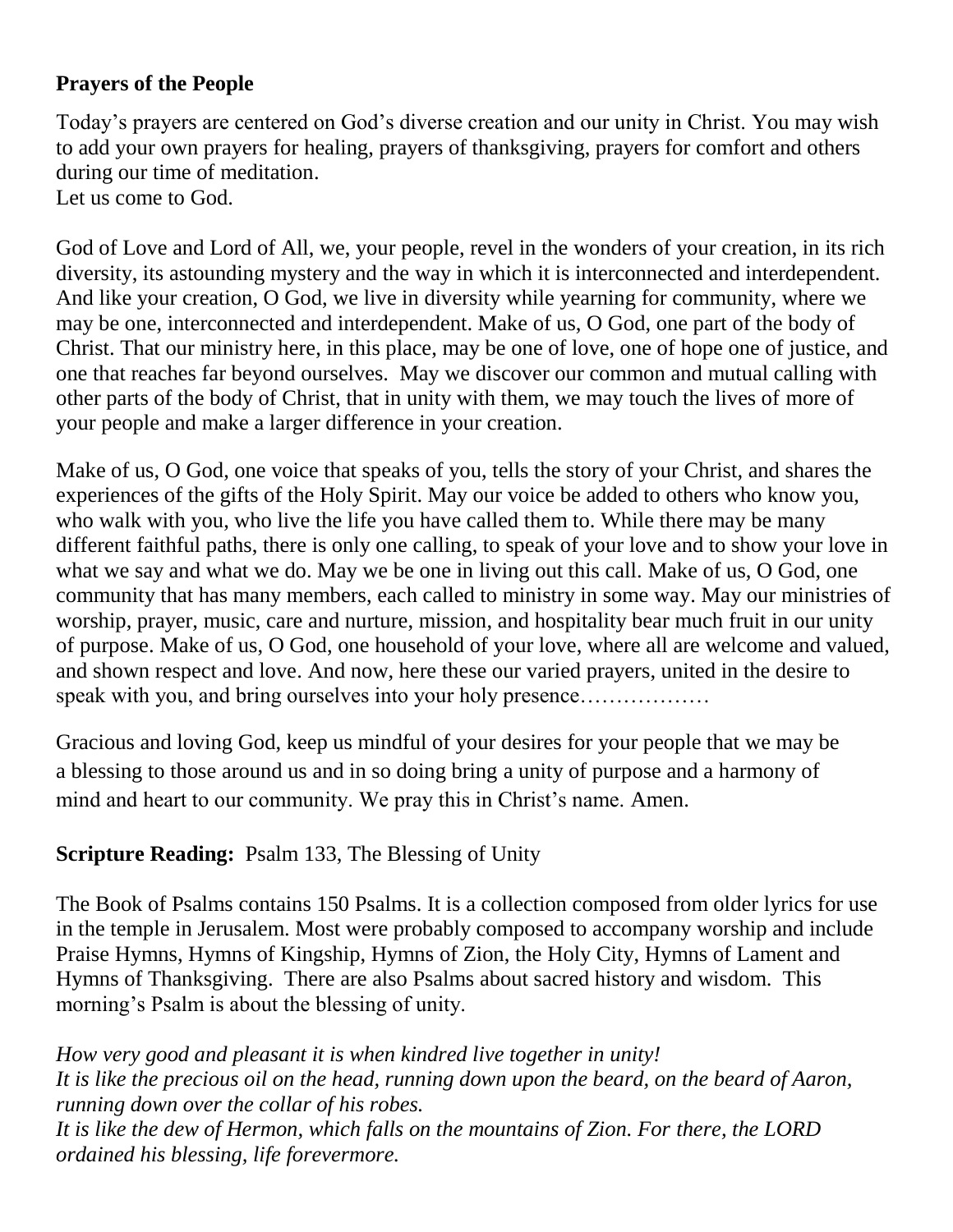**Prayers of the People**

Today's prayers are centered on God's diverse creation and our unity in Christ. You may wish to add your own prayers for healing, prayers of thanksgiving, prayers for comfort and others during our time of meditation.
Let us come to God.

God of Love and Lord of All, we, your people, revel in the wonders of your creation, in its rich diversity, its astounding mystery and the way in which it is interconnected and interdependent. And like your creation, O God, we live in diversity while yearning for community, where we may be one, interconnected and interdependent. Make of us, O God, one part of the body of Christ. That our ministry here, in this place, may be one of love, one of hope one of justice, and one that reaches far beyond ourselves. May we discover our common and mutual calling with other parts of the body of Christ, that in unity with them, we may touch the lives of more of your people and make a larger difference in your creation.

Make of us, O God, one voice that speaks of you, tells the story of your Christ, and shares the experiences of the gifts of the Holy Spirit. May our voice be added to others who know you, who walk with you, who live the life you have called them to. While there may be many different faithful paths, there is only one calling, to speak of your love and to show your love in what we say and what we do. May we be one in living out this call. Make of us, O God, one community that has many members, each called to ministry in some way. May our ministries of worship, prayer, music, care and nurture, mission, and hospitality bear much fruit in our unity of purpose. Make of us, O God, one household of your love, where all are welcome and valued, and shown respect and love. And now, here these our varied prayers, united in the desire to speak with you, and bring ourselves into your holy presence………………

Gracious and loving God, keep us mindful of your desires for your people that we may be a blessing to those around us and in so doing bring a unity of purpose and a harmony of mind and heart to our community. We pray this in Christ's name. Amen.

**Scripture Reading:** Psalm 133, The Blessing of Unity

The Book of Psalms contains 150 Psalms. It is a collection composed from older lyrics for use in the temple in Jerusalem. Most were probably composed to accompany worship and include Praise Hymns, Hymns of Kingship, Hymns of Zion, the Holy City, Hymns of Lament and Hymns of Thanksgiving. There are also Psalms about sacred history and wisdom. This morning's Psalm is about the blessing of unity.

*How very good and pleasant it is when kindred live together in unity!*
*It is like the precious oil on the head, running down upon the beard, on the beard of Aaron, running down over the collar of his robes.*
*It is like the dew of Hermon, which falls on the mountains of Zion. For there, the LORD ordained his blessing, life forevermore.*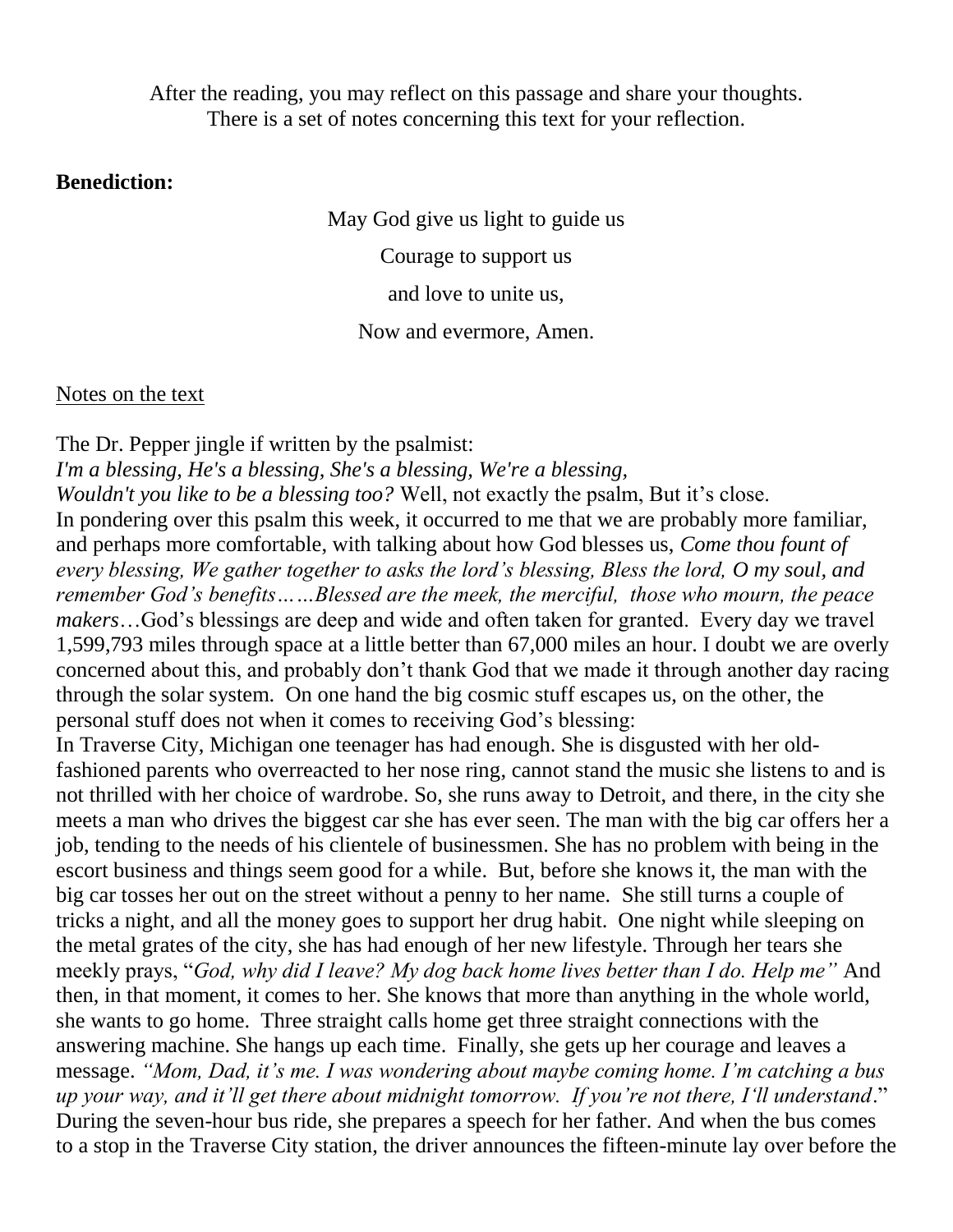After the reading, you may reflect on this passage and share your thoughts.
There is a set of notes concerning this text for your reflection.

**Benediction:**

May God give us light to guide us

Courage to support us

and love to unite us,

Now and evermore, Amen.

Notes on the text

The Dr. Pepper jingle if written by the psalmist:
*I'm a blessing, He's a blessing, She's a blessing, We're a blessing,*
*Wouldn't you like to be a blessing too?* Well, not exactly the psalm, But it's close.
In pondering over this psalm this week, it occurred to me that we are probably more familiar, and perhaps more comfortable, with talking about how God blesses us, *Come thou fount of every blessing, We gather together to asks the lord's blessing, Bless the lord, O my soul, and remember God's benefits……Blessed are the meek, the merciful, those who mourn, the peace makers*…God's blessings are deep and wide and often taken for granted. Every day we travel 1,599,793 miles through space at a little better than 67,000 miles an hour. I doubt we are overly concerned about this, and probably don't thank God that we made it through another day racing through the solar system. On one hand the big cosmic stuff escapes us, on the other, the personal stuff does not when it comes to receiving God's blessing:
In Traverse City, Michigan one teenager has had enough. She is disgusted with her old-fashioned parents who overreacted to her nose ring, cannot stand the music she listens to and is not thrilled with her choice of wardrobe. So, she runs away to Detroit, and there, in the city she meets a man who drives the biggest car she has ever seen. The man with the big car offers her a job, tending to the needs of his clientele of businessmen. She has no problem with being in the escort business and things seem good for a while. But, before she knows it, the man with the big car tosses her out on the street without a penny to her name. She still turns a couple of tricks a night, and all the money goes to support her drug habit. One night while sleeping on the metal grates of the city, she has had enough of her new lifestyle. Through her tears she meekly prays, "*God, why did I leave? My dog back home lives better than I do. Help me"* And then, in that moment, it comes to her. She knows that more than anything in the whole world, she wants to go home. Three straight calls home get three straight connections with the answering machine. She hangs up each time. Finally, she gets up her courage and leaves a message. *"Mom, Dad, it's me. I was wondering about maybe coming home. I'm catching a bus up your way, and it'll get there about midnight tomorrow. If you're not there, I'll understand*."
During the seven-hour bus ride, she prepares a speech for her father. And when the bus comes to a stop in the Traverse City station, the driver announces the fifteen-minute lay over before the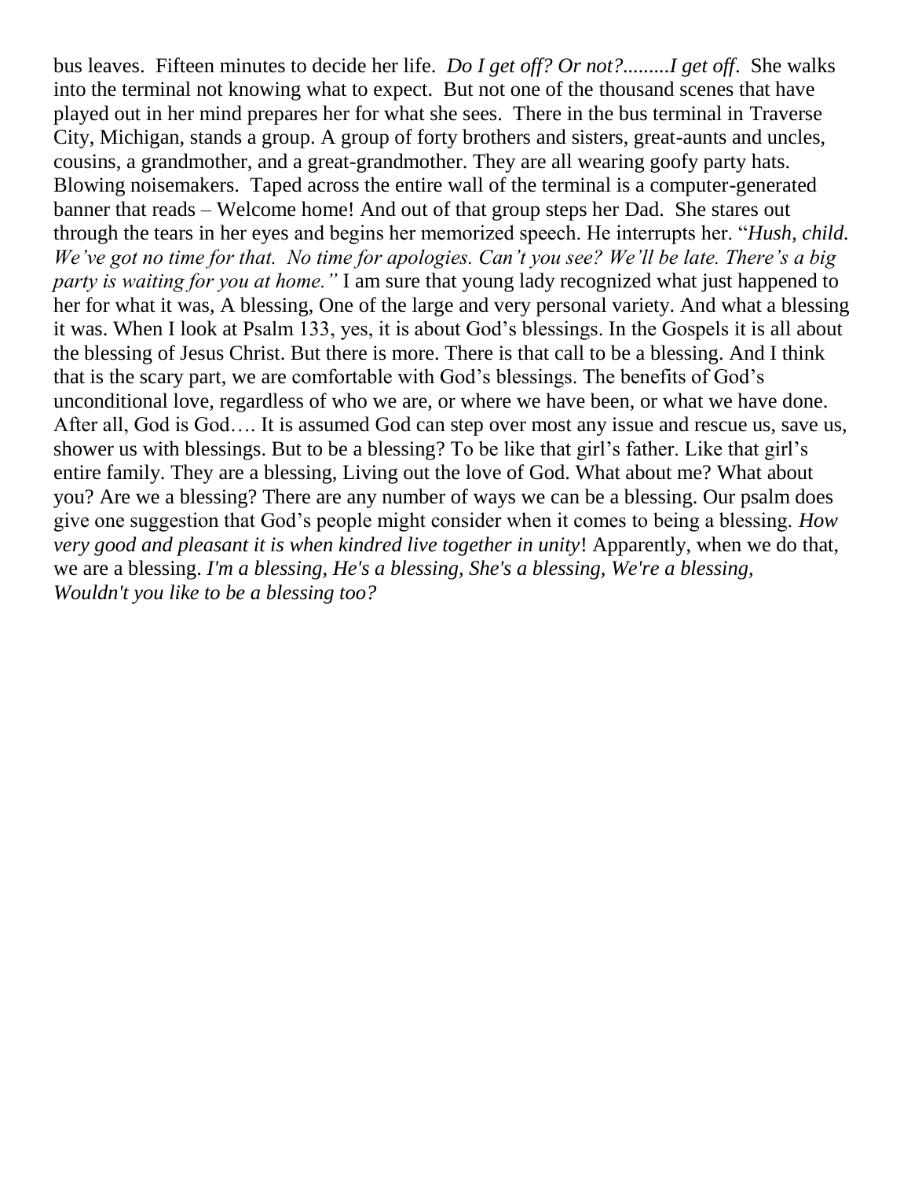bus leaves. Fifteen minutes to decide her life. *Do I get off? Or not?.........I get off*. She walks into the terminal not knowing what to expect. But not one of the thousand scenes that have played out in her mind prepares her for what she sees. There in the bus terminal in Traverse City, Michigan, stands a group. A group of forty brothers and sisters, great-aunts and uncles, cousins, a grandmother, and a great-grandmother. They are all wearing goofy party hats. Blowing noisemakers. Taped across the entire wall of the terminal is a computer-generated banner that reads – Welcome home! And out of that group steps her Dad. She stares out through the tears in her eyes and begins her memorized speech. He interrupts her. "*Hush, child. We've got no time for that. No time for apologies. Can't you see? We'll be late. There's a big party is waiting for you at home."* I am sure that young lady recognized what just happened to her for what it was, A blessing, One of the large and very personal variety. And what a blessing it was. When I look at Psalm 133, yes, it is about God's blessings. In the Gospels it is all about the blessing of Jesus Christ. But there is more. There is that call to be a blessing. And I think that is the scary part, we are comfortable with God's blessings. The benefits of God's unconditional love, regardless of who we are, or where we have been, or what we have done. After all, God is God…. It is assumed God can step over most any issue and rescue us, save us, shower us with blessings. But to be a blessing? To be like that girl's father. Like that girl's entire family. They are a blessing, Living out the love of God. What about me? What about you? Are we a blessing? There are any number of ways we can be a blessing. Our psalm does give one suggestion that God's people might consider when it comes to being a blessing. *How very good and pleasant it is when kindred live together in unity*! Apparently, when we do that, we are a blessing. ***I'm a blessing, He's a blessing, She's a blessing, We're a blessing, Wouldn't you like to be a blessing too?***